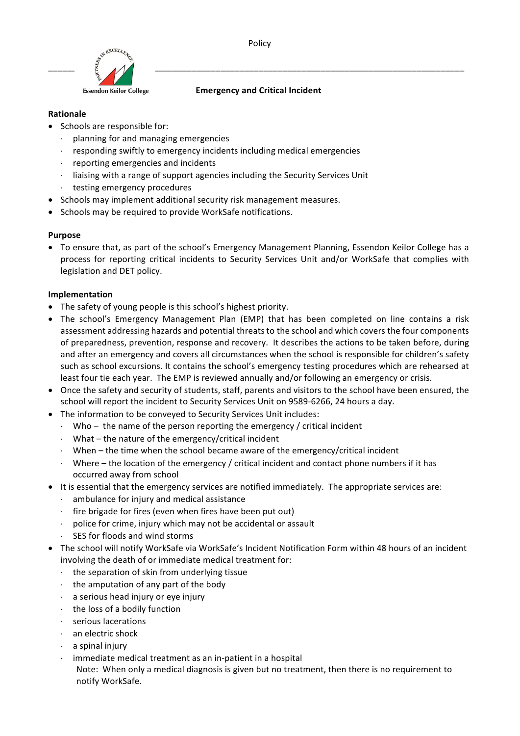Policy

Essendon Keilor College

## Emergency and Critical Incident

**Rationale**

- Schools are responsible for:
  - planning for and managing emergencies
  - responding swiftly to emergency incidents including medical emergencies
  - reporting emergencies and incidents
  - liaising with a range of support agencies including the Security Services Unit
  - testing emergency procedures
- Schools may implement additional security risk management measures.
- Schools may be required to provide WorkSafe notifications.

**Purpose**

- To ensure that, as part of the school's Emergency Management Planning, Essendon Keilor College has a process for reporting critical incidents to Security Services Unit and/or WorkSafe that complies with legislation and DET policy.

**Implementation**

- The safety of young people is this school's highest priority.
- The school's Emergency Management Plan (EMP) that has been completed on line contains a risk assessment addressing hazards and potential threats to the school and which covers the four components of preparedness, prevention, response and recovery. It describes the actions to be taken before, during and after an emergency and covers all circumstances when the school is responsible for children's safety such as school excursions. It contains the school's emergency testing procedures which are rehearsed at least four tie each year. The EMP is reviewed annually and/or following an emergency or crisis.
- Once the safety and security of students, staff, parents and visitors to the school have been ensured, the school will report the incident to Security Services Unit on 9589-6266, 24 hours a day.
- The information to be conveyed to Security Services Unit includes:
  - Who – the name of the person reporting the emergency / critical incident
  - What – the nature of the emergency/critical incident
  - When – the time when the school became aware of the emergency/critical incident
  - Where – the location of the emergency / critical incident and contact phone numbers if it has occurred away from school
- It is essential that the emergency services are notified immediately. The appropriate services are:
  - ambulance for injury and medical assistance
  - fire brigade for fires (even when fires have been put out)
  - police for crime, injury which may not be accidental or assault
  - SES for floods and wind storms
- The school will notify WorkSafe via WorkSafe's Incident Notification Form within 48 hours of an incident involving the death of or immediate medical treatment for:
  - the separation of skin from underlying tissue
  - the amputation of any part of the body
  - a serious head injury or eye injury
  - the loss of a bodily function
  - serious lacerations
  - an electric shock
  - a spinal injury
  - immediate medical treatment as an in-patient in a hospital

    Note: When only a medical diagnosis is given but no treatment, then there is no requirement to notify WorkSafe.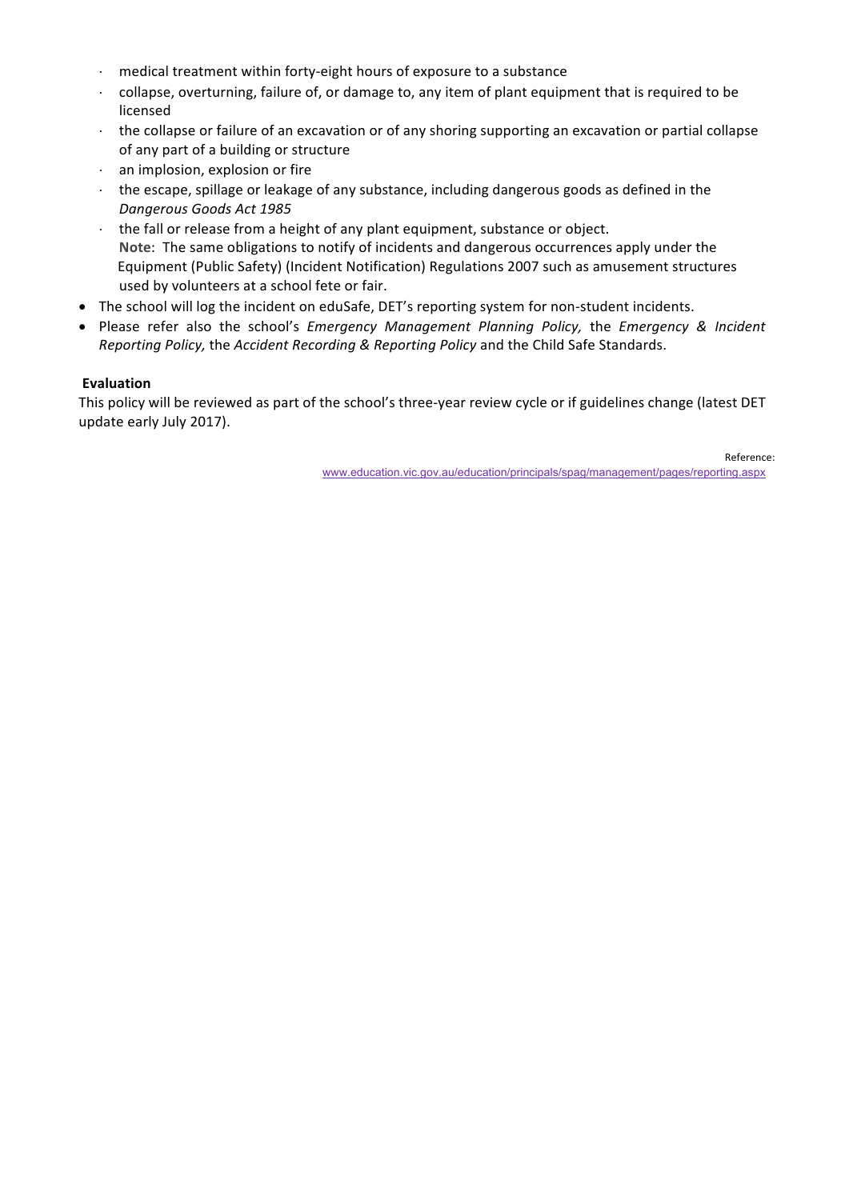- medical treatment within forty-eight hours of exposure to a substance
  - collapse, overturning, failure of, or damage to, any item of plant equipment that is required to be licensed
  - the collapse or failure of an excavation or of any shoring supporting an excavation or partial collapse of any part of a building or structure
  - an implosion, explosion or fire
  - the escape, spillage or leakage of any substance, including dangerous goods as defined in the *Dangerous Goods Act 1985*
  - the fall or release from a height of any plant equipment, substance or object.

  **Note**: The same obligations to notify of incidents and dangerous occurrences apply under the Equipment (Public Safety) (Incident Notification) Regulations 2007 such as amusement structures used by volunteers at a school fete or fair.

- The school will log the incident on eduSafe, DET's reporting system for non-student incidents.
- Please refer also the school's *Emergency Management Planning Policy,* the *Emergency & Incident Reporting Policy,* the *Accident Recording & Reporting Policy* and the Child Safe Standards.

**Evaluation**

This policy will be reviewed as part of the school's three-year review cycle or if guidelines change (latest DET update early July 2017).

Reference:
www.education.vic.gov.au/education/principals/spag/management/pages/reporting.aspx